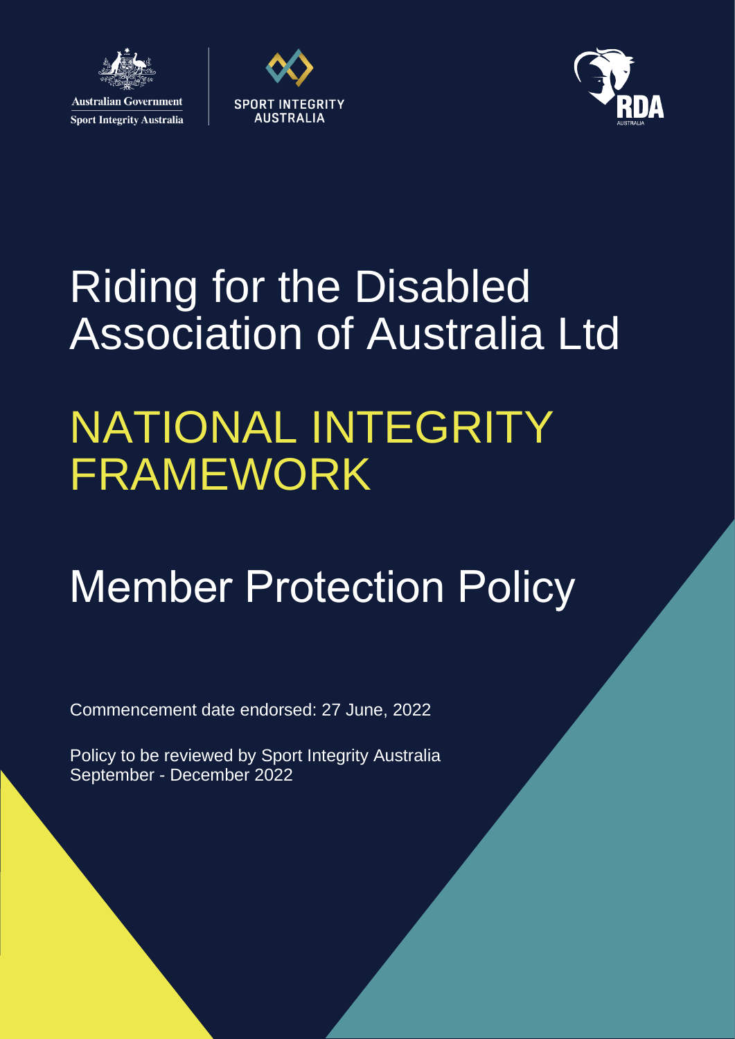Australian Government
Sport Integrity Australia

SPORT INTEGRITY AUSTRALIA

RDA AUSTRALIA

# Riding for the Disabled Association of Australia Ltd

# NATIONAL INTEGRITY FRAMEWORK

# Member Protection Policy

Commencement date endorsed: 27 June, 2022

Policy to be reviewed by Sport Integrity Australia September - December 2022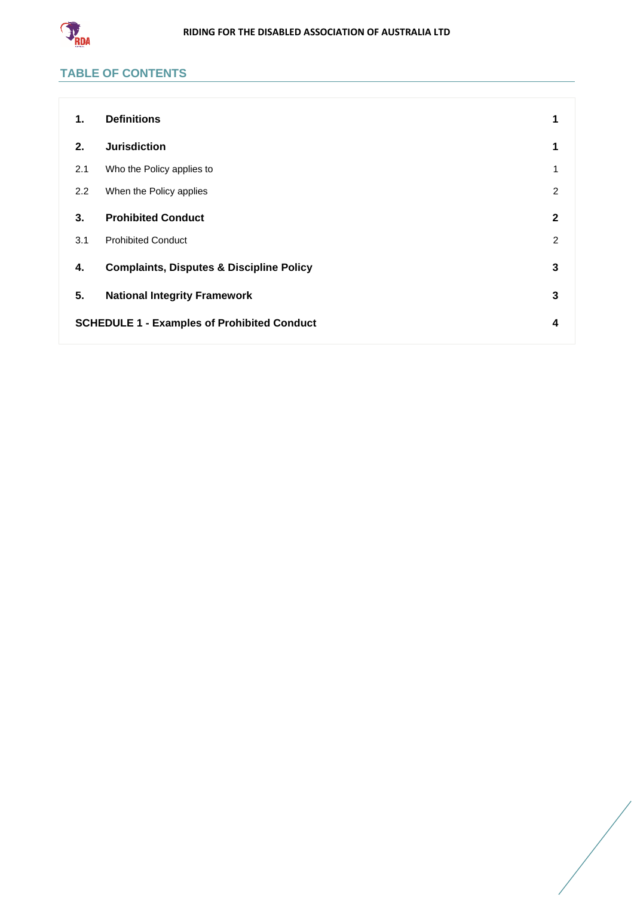## TABLE OF CONTENTS

| | | |
|---|---|---|
| **1.** | **Definitions** | **1** |
| **2.** | **Jurisdiction** | **1** |
| 2.1 | Who the Policy applies to | 1 |
| 2.2 | When the Policy applies | 2 |
| **3.** | **Prohibited Conduct** | **2** |
| 3.1 | Prohibited Conduct | 2 |
| **4.** | **Complaints, Disputes & Discipline Policy** | **3** |
| **5.** | **National Integrity Framework** | **3** |
| **SCHEDULE 1 - Examples of Prohibited Conduct** | | **4** |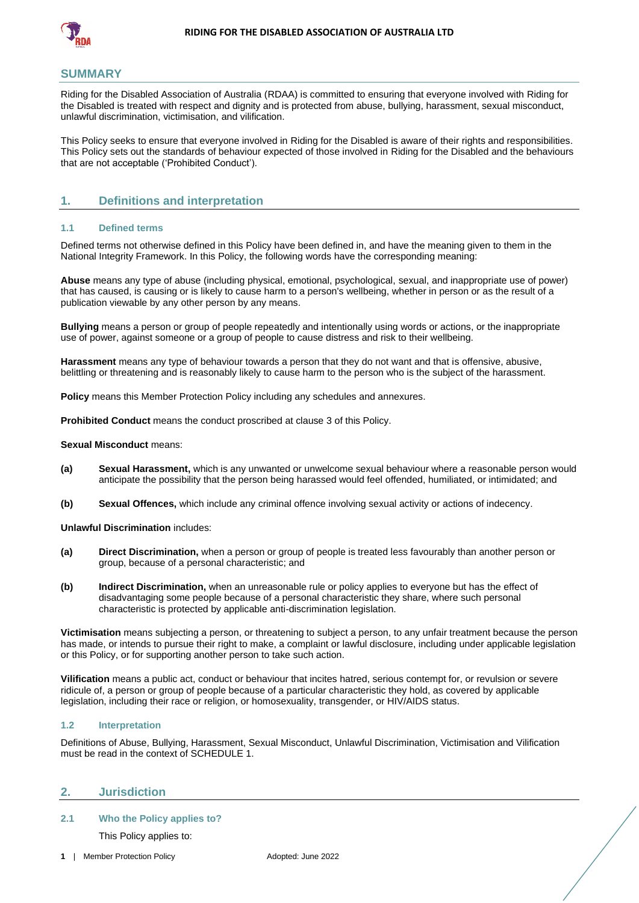## SUMMARY

Riding for the Disabled Association of Australia (RDAA) is committed to ensuring that everyone involved with Riding for the Disabled is treated with respect and dignity and is protected from abuse, bullying, harassment, sexual misconduct, unlawful discrimination, victimisation, and vilification.

This Policy seeks to ensure that everyone involved in Riding for the Disabled is aware of their rights and responsibilities. This Policy sets out the standards of behaviour expected of those involved in Riding for the Disabled and the behaviours that are not acceptable ('Prohibited Conduct').

## 1. Definitions and interpretation

### 1.1 Defined terms

Defined terms not otherwise defined in this Policy have been defined in, and have the meaning given to them in the National Integrity Framework. In this Policy, the following words have the corresponding meaning:

**Abuse** means any type of abuse (including physical, emotional, psychological, sexual, and inappropriate use of power) that has caused, is causing or is likely to cause harm to a person's wellbeing, whether in person or as the result of a publication viewable by any other person by any means.

**Bullying** means a person or group of people repeatedly and intentionally using words or actions, or the inappropriate use of power, against someone or a group of people to cause distress and risk to their wellbeing.

**Harassment** means any type of behaviour towards a person that they do not want and that is offensive, abusive, belittling or threatening and is reasonably likely to cause harm to the person who is the subject of the harassment.

**Policy** means this Member Protection Policy including any schedules and annexures.

**Prohibited Conduct** means the conduct proscribed at clause 3 of this Policy.

**Sexual Misconduct** means:

**(a)** **Sexual Harassment,** which is any unwanted or unwelcome sexual behaviour where a reasonable person would anticipate the possibility that the person being harassed would feel offended, humiliated, or intimidated; and

**(b)** **Sexual Offences,** which include any criminal offence involving sexual activity or actions of indecency.

**Unlawful Discrimination** includes:

**(a)** **Direct Discrimination,** when a person or group of people is treated less favourably than another person or group, because of a personal characteristic; and

**(b)** **Indirect Discrimination,** when an unreasonable rule or policy applies to everyone but has the effect of disadvantaging some people because of a personal characteristic they share, where such personal characteristic is protected by applicable anti-discrimination legislation.

**Victimisation** means subjecting a person, or threatening to subject a person, to any unfair treatment because the person has made, or intends to pursue their right to make, a complaint or lawful disclosure, including under applicable legislation or this Policy, or for supporting another person to take such action.

**Vilification** means a public act, conduct or behaviour that incites hatred, serious contempt for, or revulsion or severe ridicule of, a person or group of people because of a particular characteristic they hold, as covered by applicable legislation, including their race or religion, or homosexuality, transgender, or HIV/AIDS status.

### 1.2 Interpretation

Definitions of Abuse, Bullying, Harassment, Sexual Misconduct, Unlawful Discrimination, Victimisation and Vilification must be read in the context of SCHEDULE 1.

## 2. Jurisdiction

### 2.1 Who the Policy applies to?

This Policy applies to: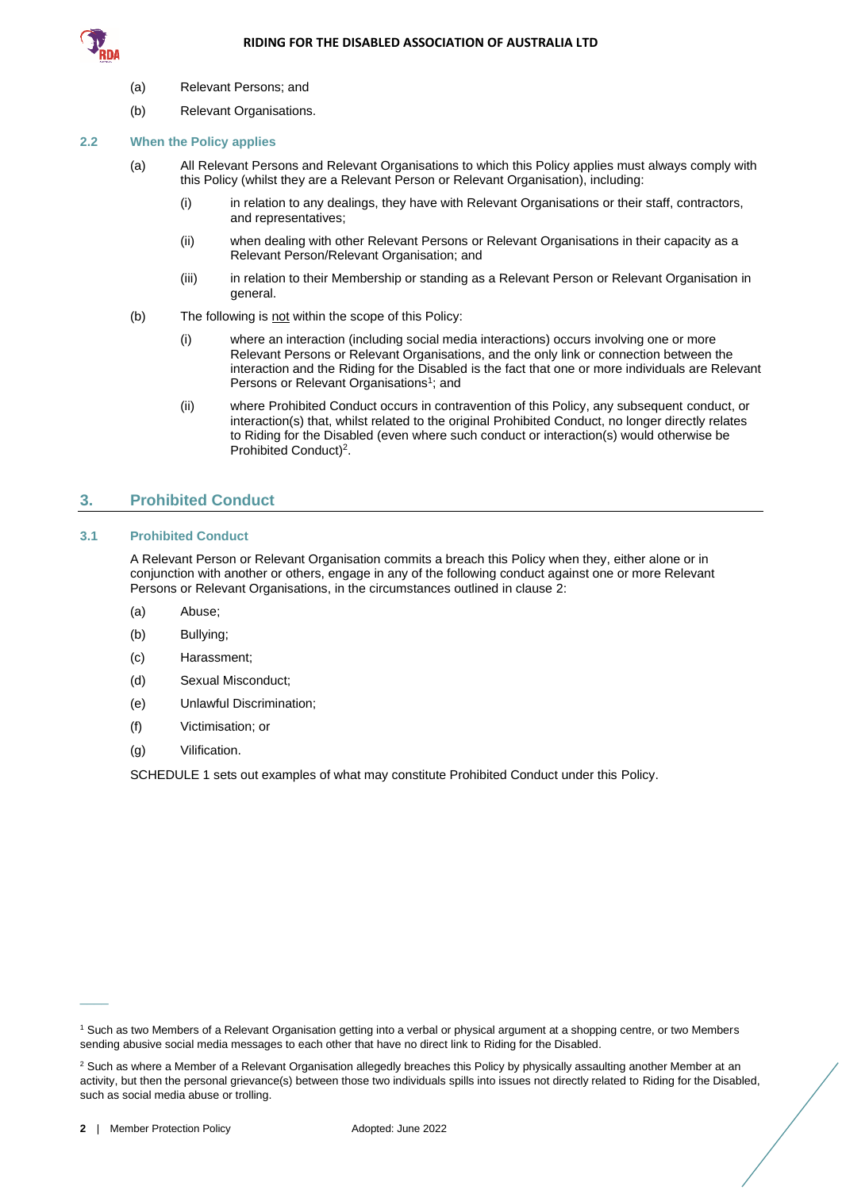(a) Relevant Persons; and

(b) Relevant Organisations.

### 2.2 When the Policy applies

(a) All Relevant Persons and Relevant Organisations to which this Policy applies must always comply with this Policy (whilst they are a Relevant Person or Relevant Organisation), including:

   (i) in relation to any dealings, they have with Relevant Organisations or their staff, contractors, and representatives;

   (ii) when dealing with other Relevant Persons or Relevant Organisations in their capacity as a Relevant Person/Relevant Organisation; and

   (iii) in relation to their Membership or standing as a Relevant Person or Relevant Organisation in general.

(b) The following is not within the scope of this Policy:

   (i) where an interaction (including social media interactions) occurs involving one or more Relevant Persons or Relevant Organisations, and the only link or connection between the interaction and the Riding for the Disabled is the fact that one or more individuals are Relevant Persons or Relevant Organisations[1]; and

   (ii) where Prohibited Conduct occurs in contravention of this Policy, any subsequent conduct, or interaction(s) that, whilst related to the original Prohibited Conduct, no longer directly relates to Riding for the Disabled (even where such conduct or interaction(s) would otherwise be Prohibited Conduct)[2].

## 3. Prohibited Conduct

### 3.1 Prohibited Conduct

A Relevant Person or Relevant Organisation commits a breach this Policy when they, either alone or in conjunction with another or others, engage in any of the following conduct against one or more Relevant Persons or Relevant Organisations, in the circumstances outlined in clause 2:

(a) Abuse;

(b) Bullying;

(c) Harassment;

(d) Sexual Misconduct;

(e) Unlawful Discrimination;

(f) Victimisation; or

(g) Vilification.

SCHEDULE 1 sets out examples of what may constitute Prohibited Conduct under this Policy.

---

[1] Such as two Members of a Relevant Organisation getting into a verbal or physical argument at a shopping centre, or two Members sending abusive social media messages to each other that have no direct link to Riding for the Disabled.

[2] Such as where a Member of a Relevant Organisation allegedly breaches this Policy by physically assaulting another Member at an activity, but then the personal grievance(s) between those two individuals spills into issues not directly related to Riding for the Disabled, such as social media abuse or trolling.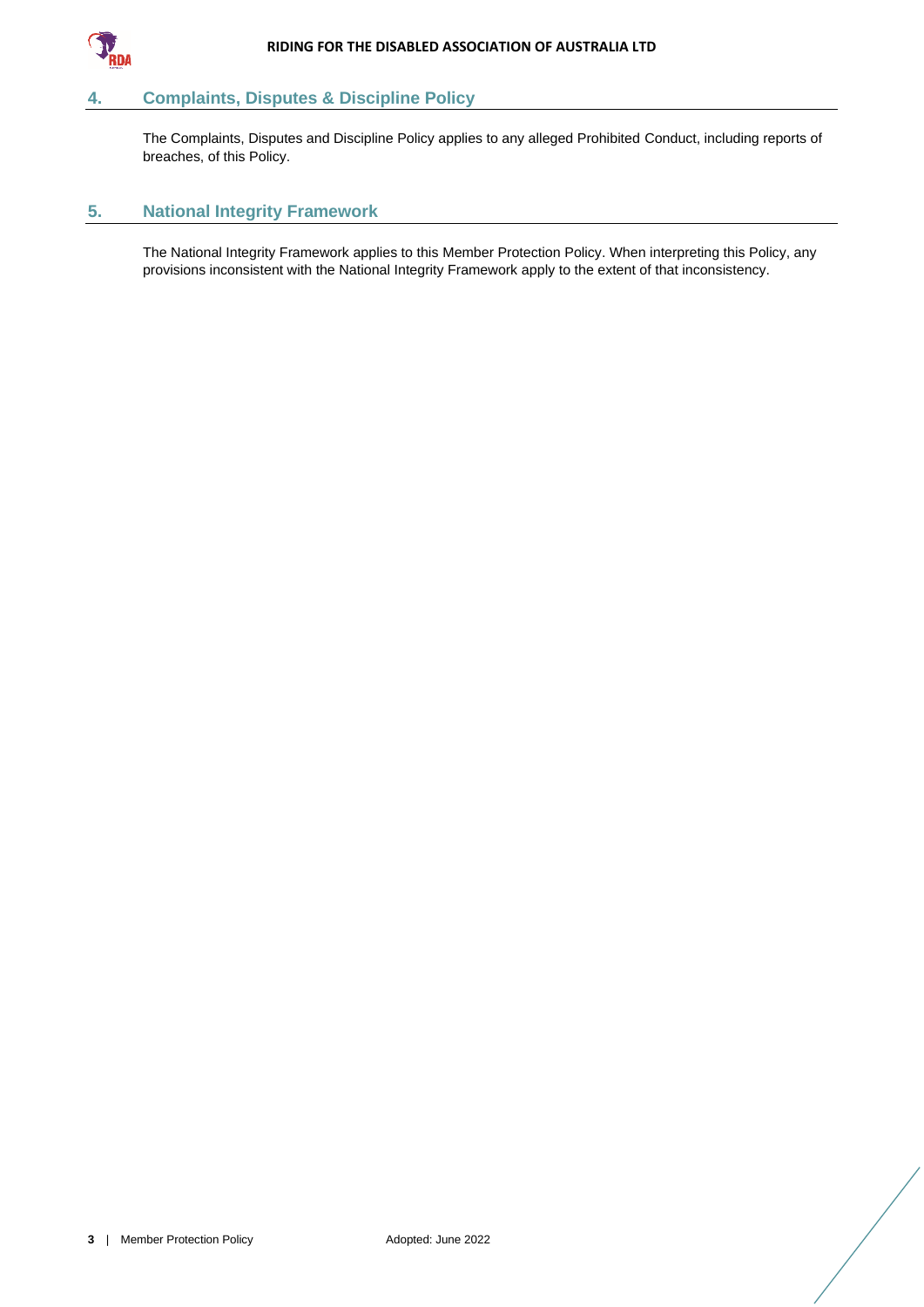## 4. Complaints, Disputes & Discipline Policy

The Complaints, Disputes and Discipline Policy applies to any alleged Prohibited Conduct, including reports of breaches, of this Policy.

## 5. National Integrity Framework

The National Integrity Framework applies to this Member Protection Policy. When interpreting this Policy, any provisions inconsistent with the National Integrity Framework apply to the extent of that inconsistency.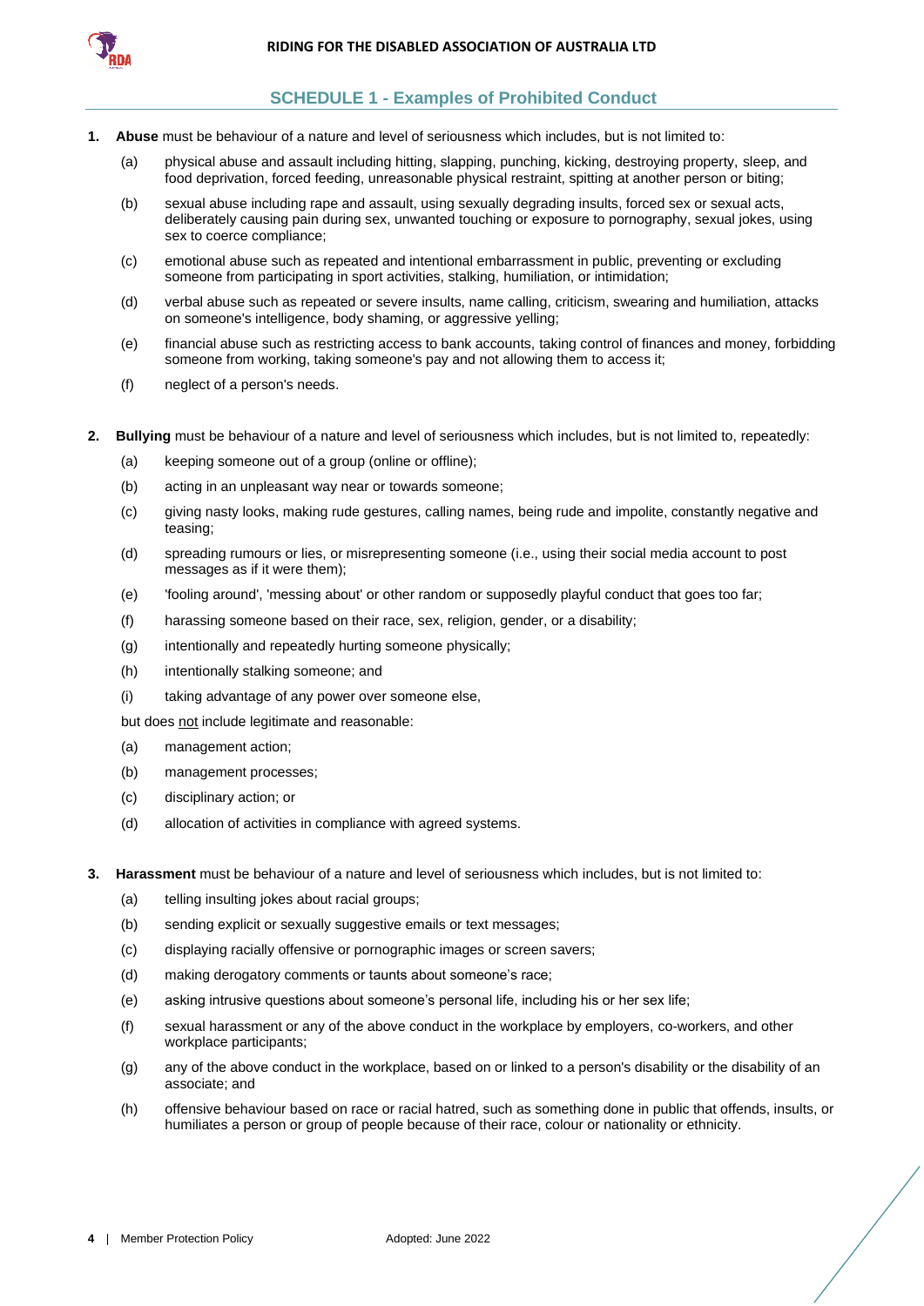## SCHEDULE 1 - Examples of Prohibited Conduct

1. **Abuse** must be behaviour of a nature and level of seriousness which includes, but is not limited to:

   (a) physical abuse and assault including hitting, slapping, punching, kicking, destroying property, sleep, and food deprivation, forced feeding, unreasonable physical restraint, spitting at another person or biting;

   (b) sexual abuse including rape and assault, using sexually degrading insults, forced sex or sexual acts, deliberately causing pain during sex, unwanted touching or exposure to pornography, sexual jokes, using sex to coerce compliance;

   (c) emotional abuse such as repeated and intentional embarrassment in public, preventing or excluding someone from participating in sport activities, stalking, humiliation, or intimidation;

   (d) verbal abuse such as repeated or severe insults, name calling, criticism, swearing and humiliation, attacks on someone's intelligence, body shaming, or aggressive yelling;

   (e) financial abuse such as restricting access to bank accounts, taking control of finances and money, forbidding someone from working, taking someone's pay and not allowing them to access it;

   (f) neglect of a person's needs.

2. **Bullying** must be behaviour of a nature and level of seriousness which includes, but is not limited to, repeatedly:

   (a) keeping someone out of a group (online or offline);

   (b) acting in an unpleasant way near or towards someone;

   (c) giving nasty looks, making rude gestures, calling names, being rude and impolite, constantly negative and teasing;

   (d) spreading rumours or lies, or misrepresenting someone (i.e., using their social media account to post messages as if it were them);

   (e) 'fooling around', 'messing about' or other random or supposedly playful conduct that goes too far;

   (f) harassing someone based on their race, sex, religion, gender, or a disability;

   (g) intentionally and repeatedly hurting someone physically;

   (h) intentionally stalking someone; and

   (i) taking advantage of any power over someone else,

   but does not include legitimate and reasonable:

   (a) management action;

   (b) management processes;

   (c) disciplinary action; or

   (d) allocation of activities in compliance with agreed systems.

3. **Harassment** must be behaviour of a nature and level of seriousness which includes, but is not limited to:

   (a) telling insulting jokes about racial groups;

   (b) sending explicit or sexually suggestive emails or text messages;

   (c) displaying racially offensive or pornographic images or screen savers;

   (d) making derogatory comments or taunts about someone's race;

   (e) asking intrusive questions about someone's personal life, including his or her sex life;

   (f) sexual harassment or any of the above conduct in the workplace by employers, co-workers, and other workplace participants;

   (g) any of the above conduct in the workplace, based on or linked to a person's disability or the disability of an associate; and

   (h) offensive behaviour based on race or racial hatred, such as something done in public that offends, insults, or humiliates a person or group of people because of their race, colour or nationality or ethnicity.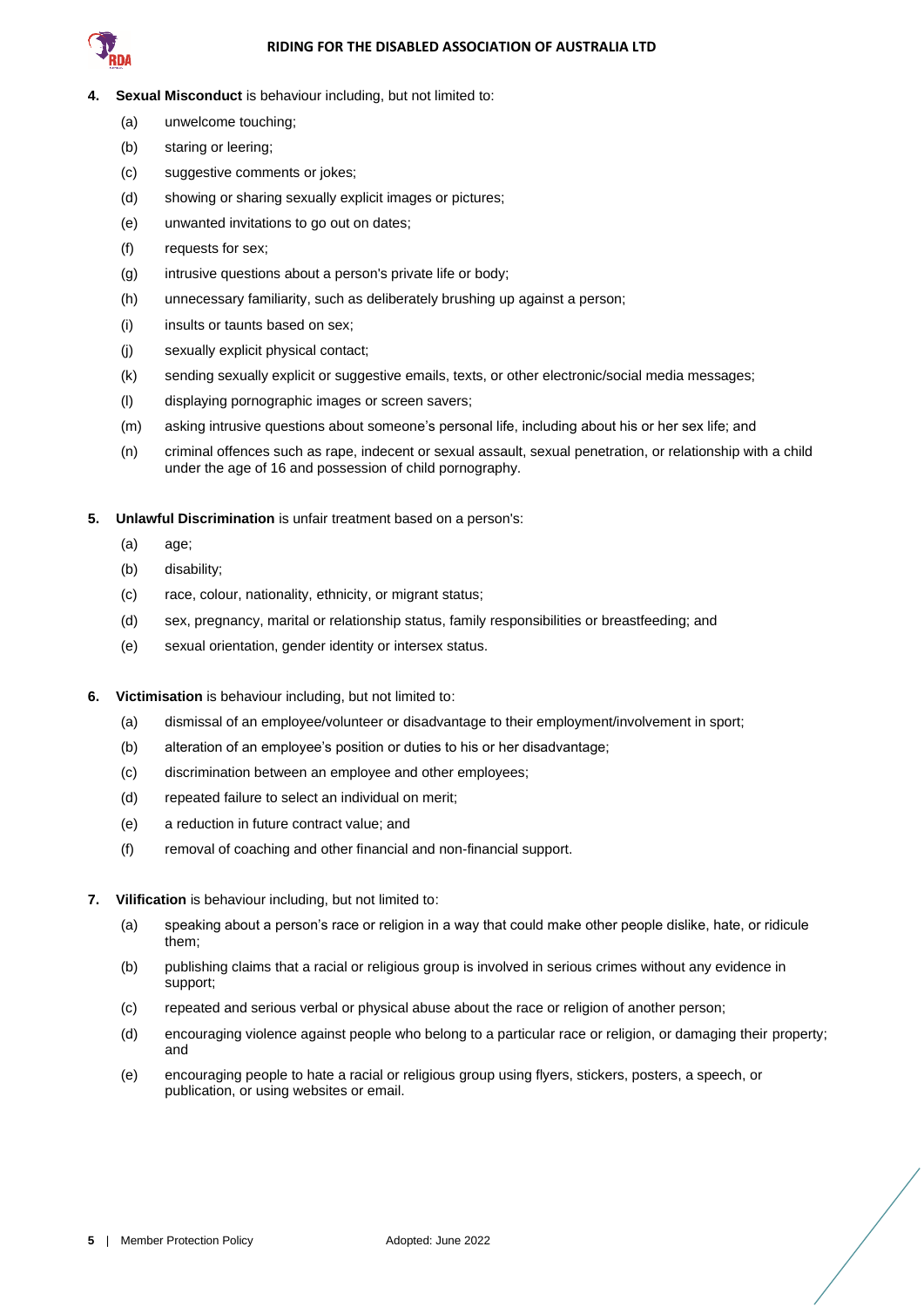4. **Sexual Misconduct** is behaviour including, but not limited to:
   (a) unwelcome touching;
   (b) staring or leering;
   (c) suggestive comments or jokes;
   (d) showing or sharing sexually explicit images or pictures;
   (e) unwanted invitations to go out on dates;
   (f) requests for sex;
   (g) intrusive questions about a person's private life or body;
   (h) unnecessary familiarity, such as deliberately brushing up against a person;
   (i) insults or taunts based on sex;
   (j) sexually explicit physical contact;
   (k) sending sexually explicit or suggestive emails, texts, or other electronic/social media messages;
   (l) displaying pornographic images or screen savers;
   (m) asking intrusive questions about someone's personal life, including about his or her sex life; and
   (n) criminal offences such as rape, indecent or sexual assault, sexual penetration, or relationship with a child under the age of 16 and possession of child pornography.

5. **Unlawful Discrimination** is unfair treatment based on a person's:
   (a) age;
   (b) disability;
   (c) race, colour, nationality, ethnicity, or migrant status;
   (d) sex, pregnancy, marital or relationship status, family responsibilities or breastfeeding; and
   (e) sexual orientation, gender identity or intersex status.

6. **Victimisation** is behaviour including, but not limited to:
   (a) dismissal of an employee/volunteer or disadvantage to their employment/involvement in sport;
   (b) alteration of an employee's position or duties to his or her disadvantage;
   (c) discrimination between an employee and other employees;
   (d) repeated failure to select an individual on merit;
   (e) a reduction in future contract value; and
   (f) removal of coaching and other financial and non-financial support.

7. **Vilification** is behaviour including, but not limited to:
   (a) speaking about a person's race or religion in a way that could make other people dislike, hate, or ridicule them;
   (b) publishing claims that a racial or religious group is involved in serious crimes without any evidence in support;
   (c) repeated and serious verbal or physical abuse about the race or religion of another person;
   (d) encouraging violence against people who belong to a particular race or religion, or damaging their property; and
   (e) encouraging people to hate a racial or religious group using flyers, stickers, posters, a speech, or publication, or using websites or email.